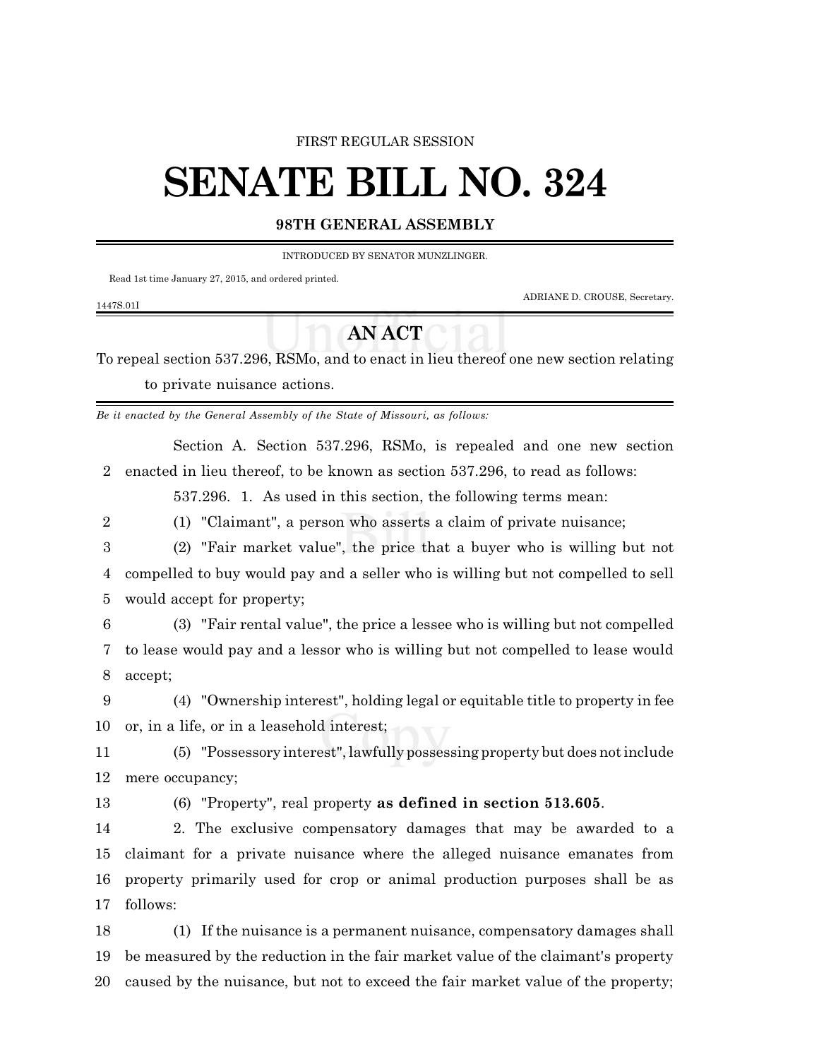FIRST REGULAR SESSION

# SENATE BILL NO. 324

**98TH GENERAL ASSEMBLY**

INTRODUCED BY SENATOR MUNZLINGER.

Read 1st time January 27, 2015, and ordered printed.

ADRIANE D. CROUSE, Secretary.

1447S.01I

## AN ACT

To repeal section 537.296, RSMo, and to enact in lieu thereof one new section relating to private nuisance actions.

*Be it enacted by the General Assembly of the State of Missouri, as follows:*

Section A. Section 537.296, RSMo, is repealed and one new section enacted in lieu thereof, to be known as section 537.296, to read as follows:

537.296. 1. As used in this section, the following terms mean:

(1) "Claimant", a person who asserts a claim of private nuisance;

(2) "Fair market value", the price that a buyer who is willing but not compelled to buy would pay and a seller who is willing but not compelled to sell would accept for property;

(3) "Fair rental value", the price a lessee who is willing but not compelled to lease would pay and a lessor who is willing but not compelled to lease would accept;

(4) "Ownership interest", holding legal or equitable title to property in fee or, in a life, or in a leasehold interest;

(5) "Possessory interest", lawfully possessing property but does not include mere occupancy;

(6) "Property", real property **as defined in section 513.605**.

2. The exclusive compensatory damages that may be awarded to a claimant for a private nuisance where the alleged nuisance emanates from property primarily used for crop or animal production purposes shall be as follows:

(1) If the nuisance is a permanent nuisance, compensatory damages shall be measured by the reduction in the fair market value of the claimant's property caused by the nuisance, but not to exceed the fair market value of the property;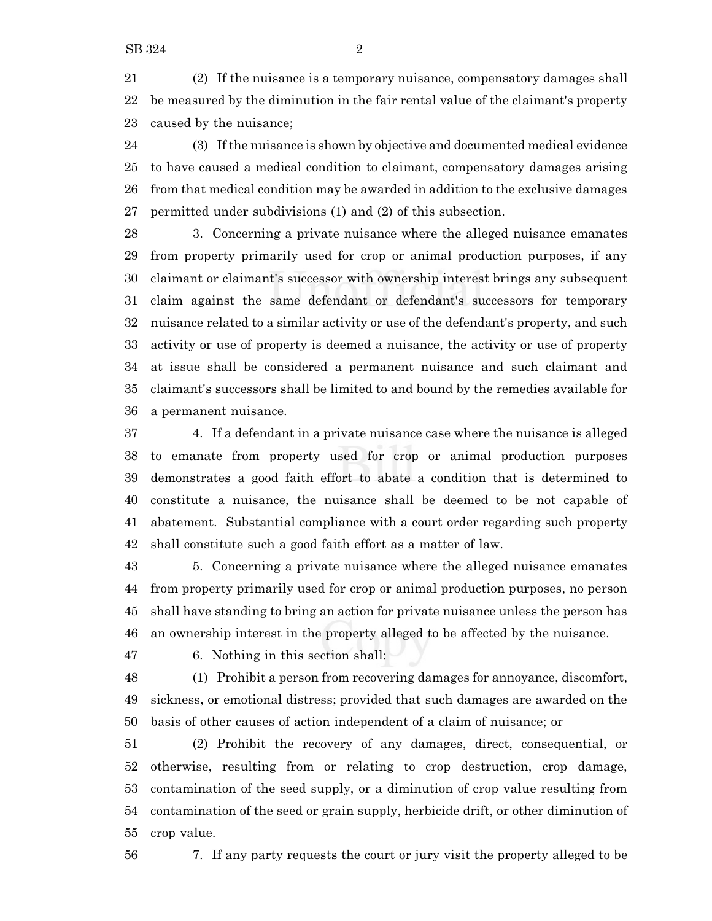(2) If the nuisance is a temporary nuisance, compensatory damages shall be measured by the diminution in the fair rental value of the claimant's property caused by the nuisance;

(3) If the nuisance is shown by objective and documented medical evidence to have caused a medical condition to claimant, compensatory damages arising from that medical condition may be awarded in addition to the exclusive damages permitted under subdivisions (1) and (2) of this subsection.

3. Concerning a private nuisance where the alleged nuisance emanates from property primarily used for crop or animal production purposes, if any claimant or claimant's successor with ownership interest brings any subsequent claim against the same defendant or defendant's successors for temporary nuisance related to a similar activity or use of the defendant's property, and such activity or use of property is deemed a nuisance, the activity or use of property at issue shall be considered a permanent nuisance and such claimant and claimant's successors shall be limited to and bound by the remedies available for a permanent nuisance.

4. If a defendant in a private nuisance case where the nuisance is alleged to emanate from property used for crop or animal production purposes demonstrates a good faith effort to abate a condition that is determined to constitute a nuisance, the nuisance shall be deemed to be not capable of abatement. Substantial compliance with a court order regarding such property shall constitute such a good faith effort as a matter of law.

5. Concerning a private nuisance where the alleged nuisance emanates from property primarily used for crop or animal production purposes, no person shall have standing to bring an action for private nuisance unless the person has an ownership interest in the property alleged to be affected by the nuisance.

6. Nothing in this section shall:

(1) Prohibit a person from recovering damages for annoyance, discomfort, sickness, or emotional distress; provided that such damages are awarded on the basis of other causes of action independent of a claim of nuisance; or

(2) Prohibit the recovery of any damages, direct, consequential, or otherwise, resulting from or relating to crop destruction, crop damage, contamination of the seed supply, or a diminution of crop value resulting from contamination of the seed or grain supply, herbicide drift, or other diminution of crop value.

7. If any party requests the court or jury visit the property alleged to be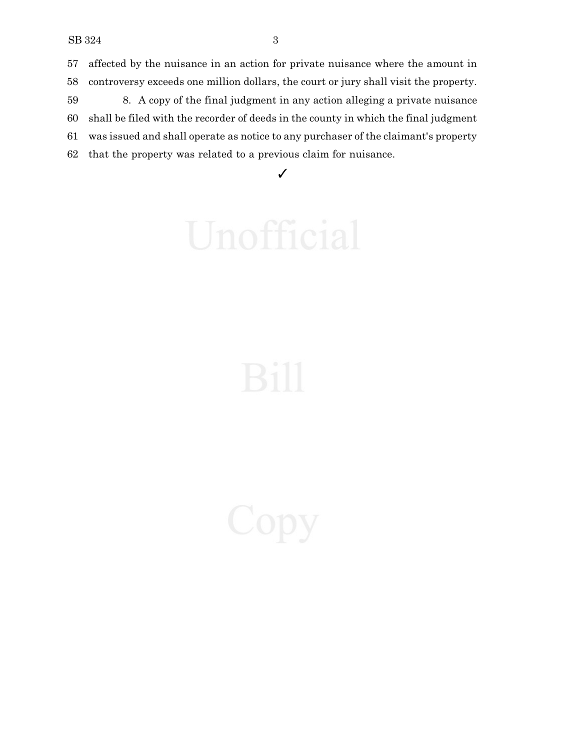57 affected by the nuisance in an action for private nuisance where the amount in
58 controversy exceeds one million dollars, the court or jury shall visit the property.
59 8. A copy of the final judgment in any action alleging a private nuisance
60 shall be filed with the recorder of deeds in the county in which the final judgment
61 was issued and shall operate as notice to any purchaser of the claimant's property
62 that the property was related to a previous claim for nuisance.

✓